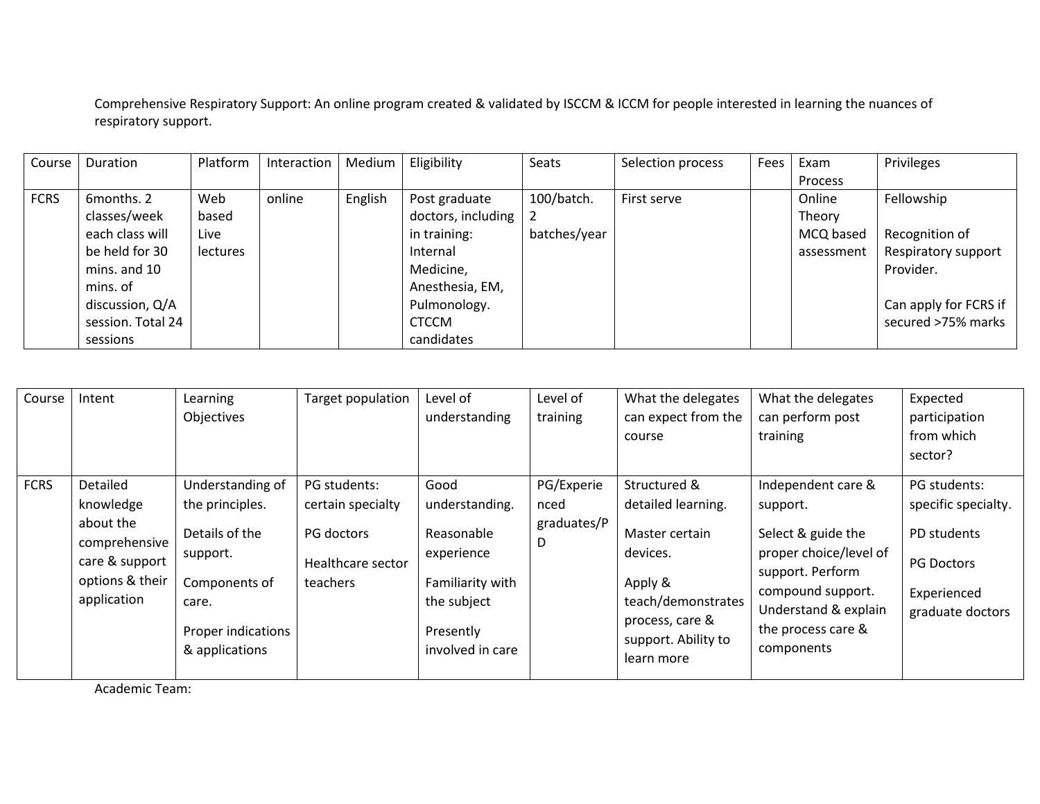Comprehensive Respiratory Support: An online program created & validated by ISCCM & ICCM for people interested in learning the nuances of respiratory support.

| Course | Duration | Platform | Interaction | Medium | Eligibility | Seats | Selection process | Fees | Exam Process | Privileges |
|---|---|---|---|---|---|---|---|---|---|---|
| FCRS | 6months. 2 classes/week each class will be held for 30 mins. and 10 mins. of discussion, Q/A session. Total 24 sessions | Web based Live lectures | online | English | Post graduate doctors, including in training: Internal Medicine, Anesthesia, EM, Pulmonology. CTCCM candidates | 100/batch. 2 batches/year | First serve | | Online Theory MCQ based assessment | Fellowship<br><br>Recognition of Respiratory support Provider.<br><br>Can apply for FCRS if secured >75% marks |

| Course | Intent | Learning Objectives | Target population | Level of understanding | Level of training | What the delegates can expect from the course | What the delegates can perform post training | Expected participation from which sector? |
|---|---|---|---|---|---|---|---|---|
| FCRS | Detailed knowledge about the comprehensive care & support options & their application | Understanding of the principles.<br><br>Details of the support.<br><br>Components of care.<br><br>Proper indications & applications | PG students: certain specialty<br><br>PG doctors<br><br>Healthcare sector teachers | Good understanding.<br><br>Reasonable experience<br><br>Familiarity with the subject<br><br>Presently involved in care | PG/Experienced graduates/PD | Structured & detailed learning.<br><br>Master certain devices.<br><br>Apply & teach/demonstrates process, care & support. Ability to learn more | Independent care & support.<br><br>Select & guide the proper choice/level of support. Perform compound support. Understand & explain the process care & components | PG students: specific specialty.<br><br>PD students<br><br>PG Doctors<br><br>Experienced graduate doctors |

Academic Team: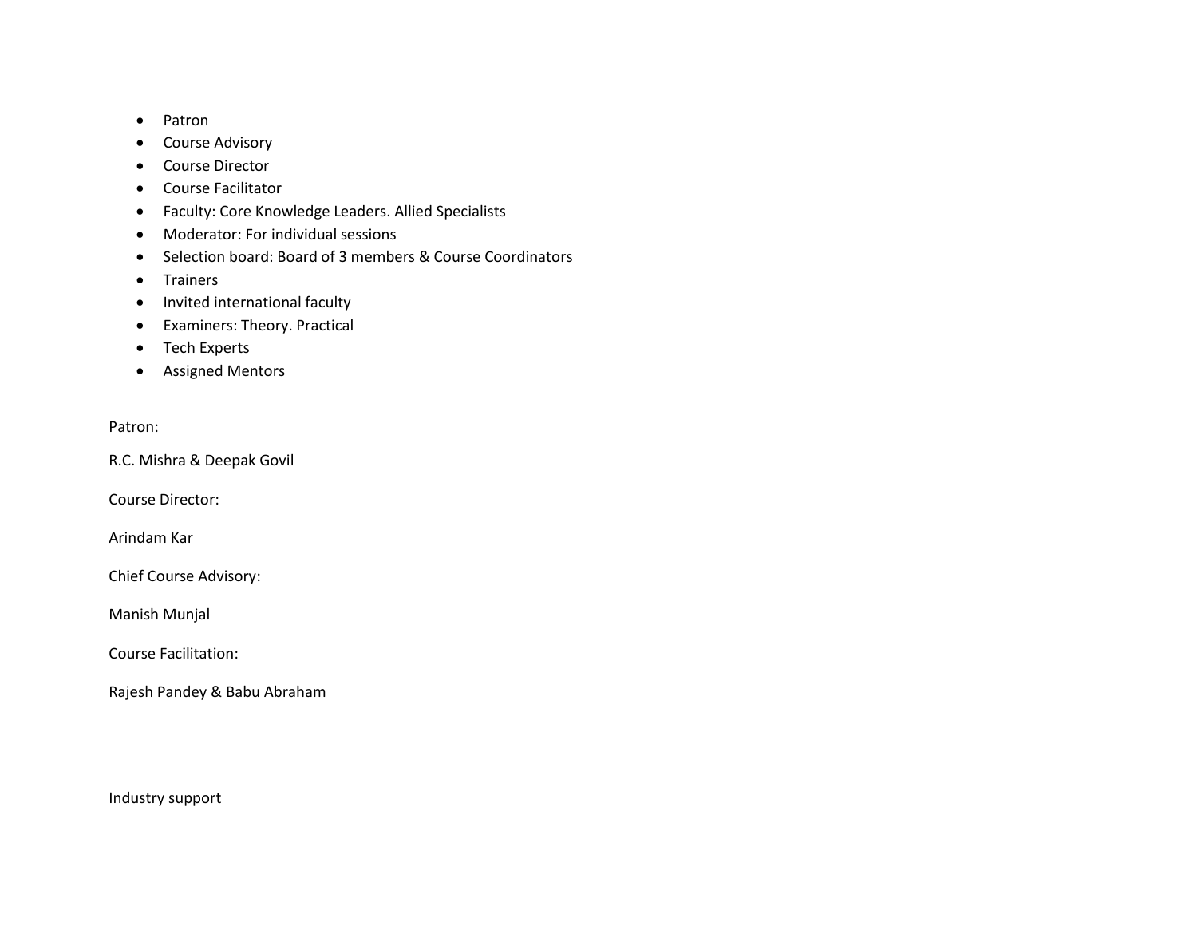- Patron
- Course Advisory
- Course Director
- Course Facilitator
- Faculty: Core Knowledge Leaders. Allied Specialists
- Moderator: For individual sessions
- Selection board: Board of 3 members & Course Coordinators
- Trainers
- Invited international faculty
- Examiners: Theory. Practical
- Tech Experts
- Assigned Mentors

Patron:

R.C. Mishra & Deepak Govil

Course Director:

Arindam Kar

Chief Course Advisory:

Manish Munjal

Course Facilitation:

Rajesh Pandey & Babu Abraham

Industry support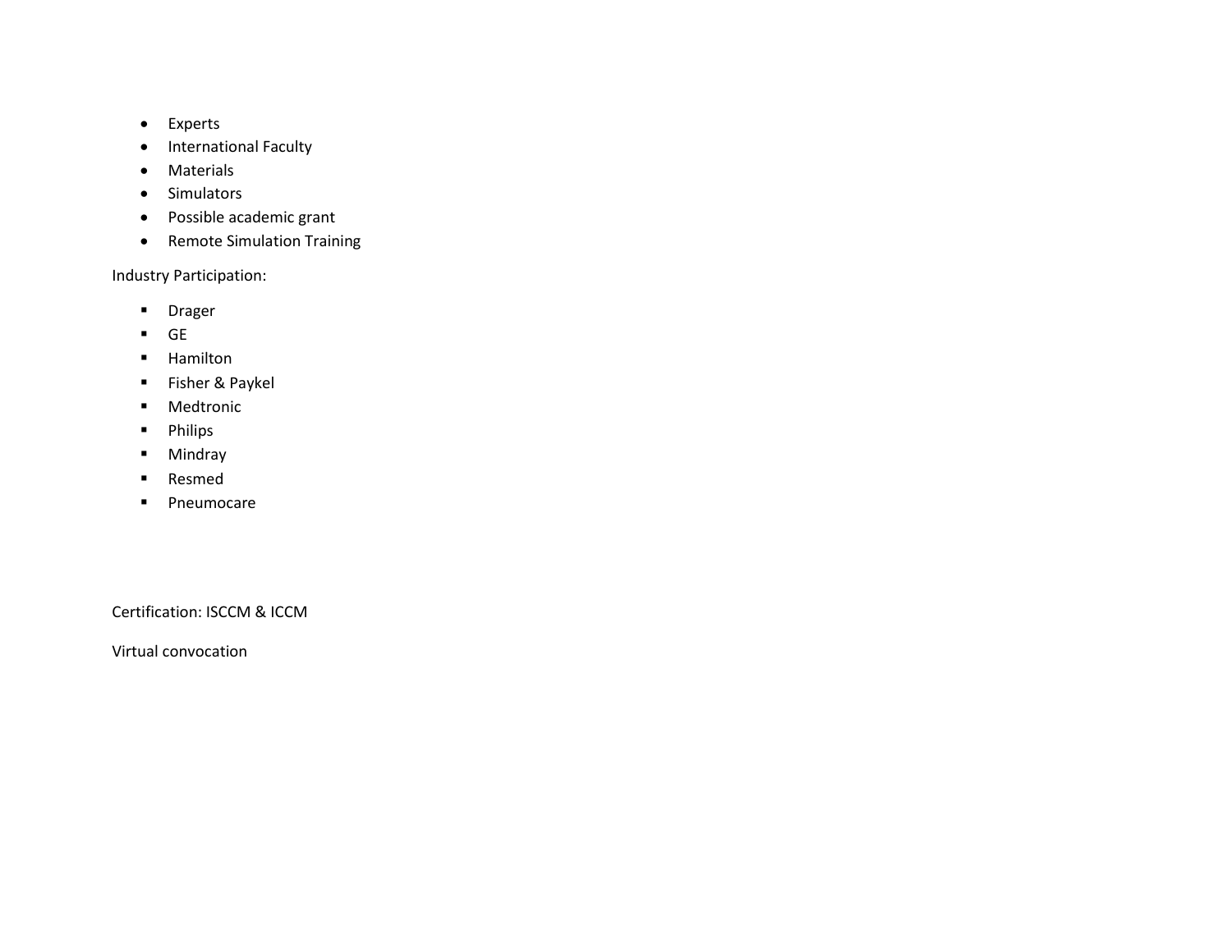- Experts
- International Faculty
- Materials
- Simulators
- Possible academic grant
- Remote Simulation Training

Industry Participation:

- Drager
- GE
- Hamilton
- Fisher & Paykel
- Medtronic
- Philips
- Mindray
- Resmed
- Pneumocare

Certification: ISCCM & ICCM

Virtual convocation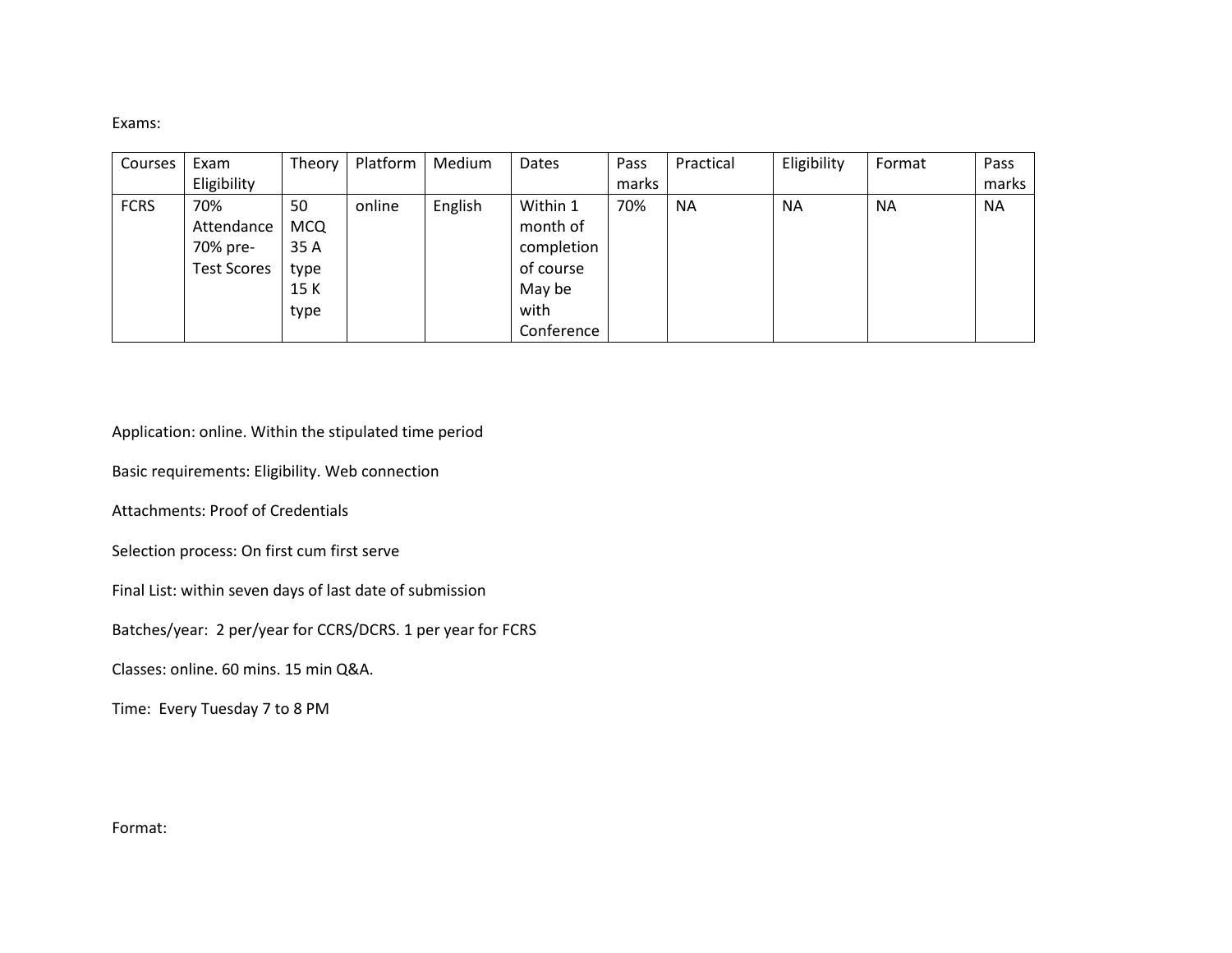Exams:

| Courses | Exam Eligibility | Theory | Platform | Medium | Dates | Pass marks | Practical | Eligibility | Format | Pass marks |
|---|---|---|---|---|---|---|---|---|---|---|
| FCRS | 70% Attendance 70% pre-Test Scores | 50 MCQ 35 A type 15 K type | online | English | Within 1 month of completion of course May be with Conference | 70% | NA | NA | NA | NA |

Application: online. Within the stipulated time period

Basic requirements: Eligibility. Web connection

Attachments: Proof of Credentials

Selection process: On first cum first serve

Final List: within seven days of last date of submission

Batches/year: 2 per/year for CCRS/DCRS. 1 per year for FCRS

Classes: online. 60 mins. 15 min Q&A.

Time: Every Tuesday 7 to 8 PM

Format: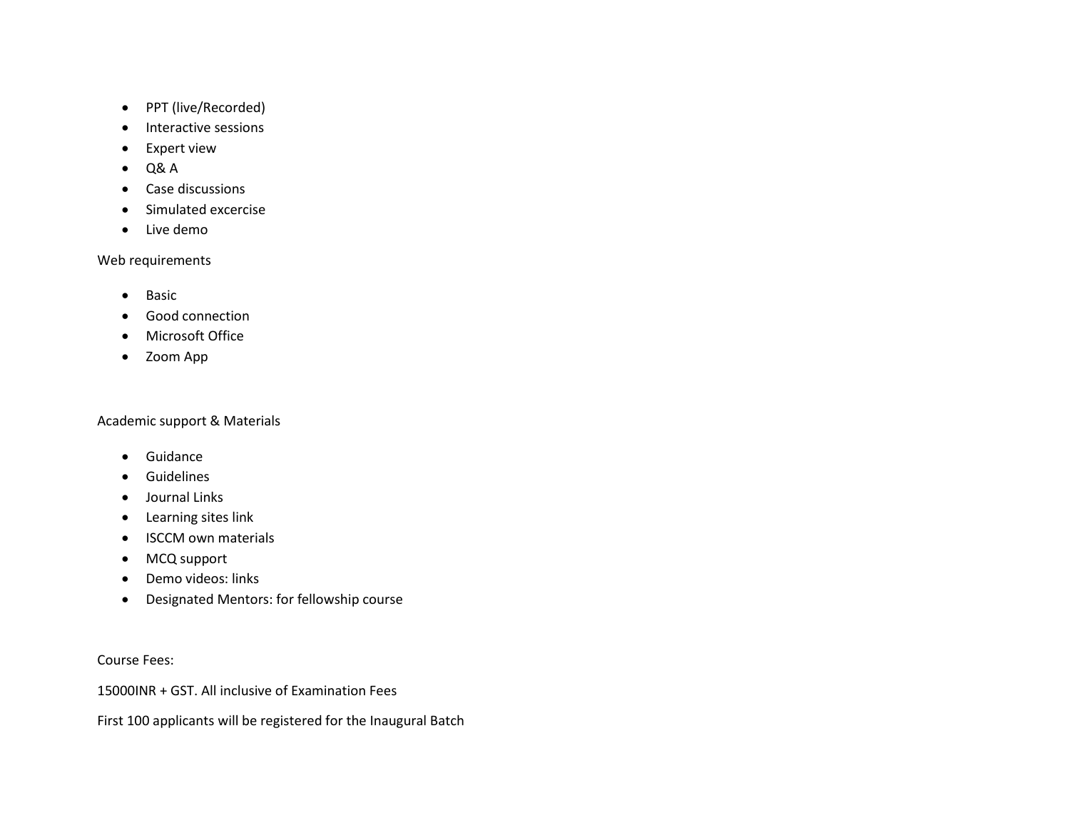- PPT (live/Recorded)
- Interactive sessions
- Expert view
- Q& A
- Case discussions
- Simulated excercise
- Live demo

Web requirements

- Basic
- Good connection
- Microsoft Office
- Zoom App

Academic support & Materials

- Guidance
- Guidelines
- Journal Links
- Learning sites link
- ISCCM own materials
- MCQ support
- Demo videos: links
- Designated Mentors: for fellowship course

Course Fees:

15000INR + GST. All inclusive of Examination Fees

First 100 applicants will be registered for the Inaugural Batch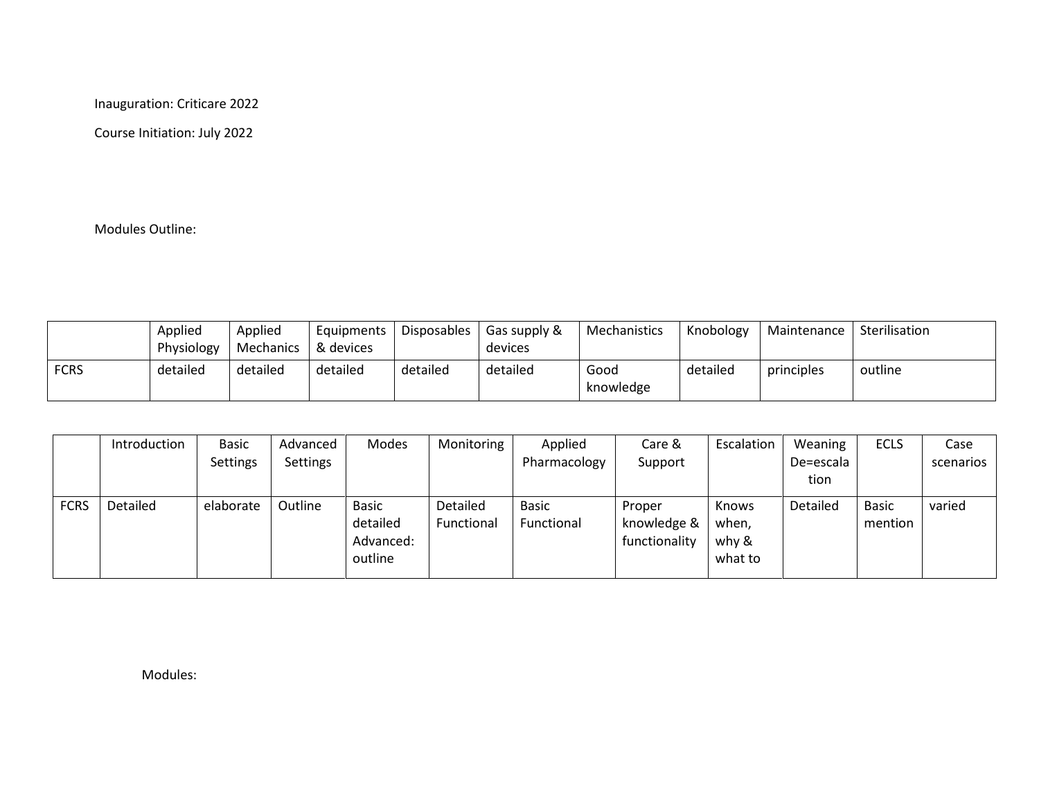Inauguration: Criticare 2022

Course Initiation: July 2022

Modules Outline:

| | Applied Physiology | Applied Mechanics | Equipments & devices | Disposables | Gas supply & devices | Mechanistics | Knobology | Maintenance | Sterilisation |
|---|---|---|---|---|---|---|---|---|---|
| FCRS | detailed | detailed | detailed | detailed | detailed | Good knowledge | detailed | principles | outline |

| | Introduction | Basic Settings | Advanced Settings | Modes | Monitoring | Applied Pharmacology | Care & Support | Escalation | Weaning De=escalation | ECLS | Case scenarios |
|---|---|---|---|---|---|---|---|---|---|---|---|
| FCRS | Detailed | elaborate | Outline | Basic detailed Advanced: outline | Detailed Functional | Basic Functional | Proper knowledge & functionality | Knows when, why & what to | Detailed | Basic mention | varied |

Modules: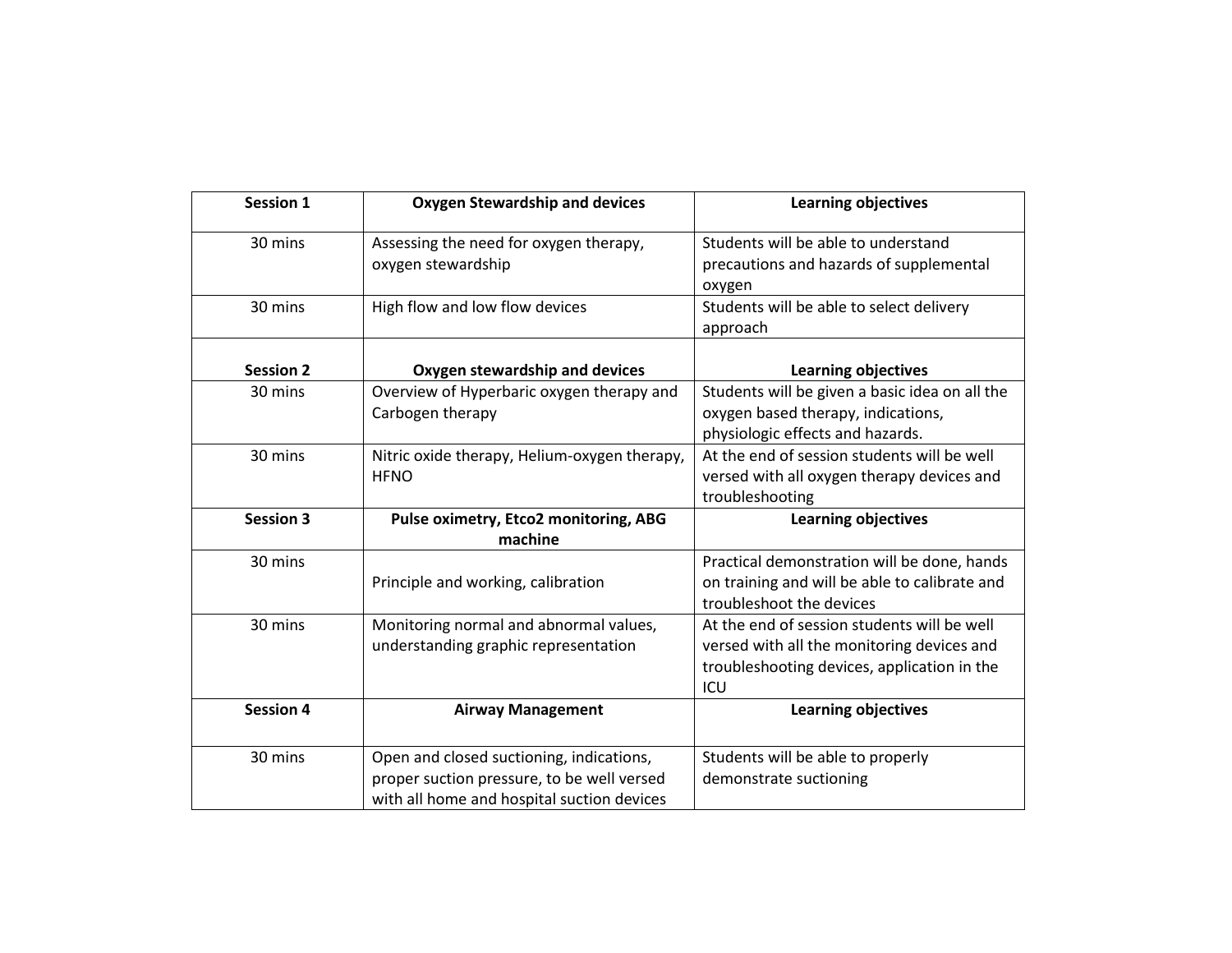| Session 1 | Oxygen Stewardship and devices | Learning objectives |
|---|---|---|
| 30 mins | Assessing the need for oxygen therapy, oxygen stewardship | Students will be able to understand precautions and hazards of supplemental oxygen |
| 30 mins | High flow and low flow devices | Students will be able to select delivery approach |
| **Session 2** | **Oxygen stewardship and devices** | **Learning objectives** |
| 30 mins | Overview of Hyperbaric oxygen therapy and Carbogen therapy | Students will be given a basic idea on all the oxygen based therapy, indications, physiologic effects and hazards. |
| 30 mins | Nitric oxide therapy, Helium-oxygen therapy, HFNO | At the end of session students will be well versed with all oxygen therapy devices and troubleshooting |
| **Session 3** | **Pulse oximetry, Etco2 monitoring, ABG machine** | **Learning objectives** |
| 30 mins | Principle and working, calibration | Practical demonstration will be done, hands on training and will be able to calibrate and troubleshoot the devices |
| 30 mins | Monitoring normal and abnormal values, understanding graphic representation | At the end of session students will be well versed with all the monitoring devices and troubleshooting devices, application in the ICU |
| **Session 4** | **Airway Management** | **Learning objectives** |
| 30 mins | Open and closed suctioning, indications, proper suction pressure, to be well versed with all home and hospital suction devices | Students will be able to properly demonstrate suctioning |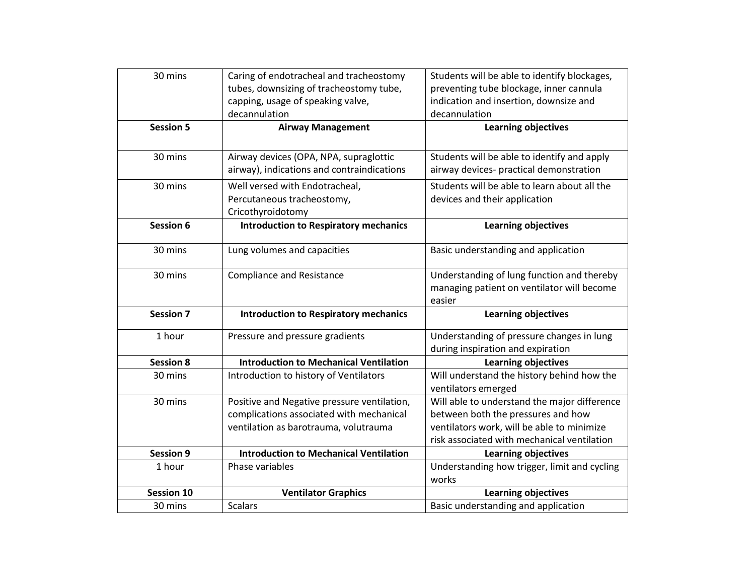| 30 mins | Caring of endotracheal and tracheostomy tubes, downsizing of tracheostomy tube, capping, usage of speaking valve, decannulation | Students will be able to identify blockages, preventing tube blockage, inner cannula indication and insertion, downsize and decannulation |
|---|---|---|
| **Session 5** | **Airway Management** | **Learning objectives** |
| 30 mins | Airway devices (OPA, NPA, supraglottic airway), indications and contraindications | Students will be able to identify and apply airway devices- practical demonstration |
| 30 mins | Well versed with Endotracheal, Percutaneous tracheostomy, Cricothyroidotomy | Students will be able to learn about all the devices and their application |
| **Session 6** | **Introduction to Respiratory mechanics** | **Learning objectives** |
| 30 mins | Lung volumes and capacities | Basic understanding and application |
| 30 mins | Compliance and Resistance | Understanding of lung function and thereby managing patient on ventilator will become easier |
| **Session 7** | **Introduction to Respiratory mechanics** | **Learning objectives** |
| 1 hour | Pressure and pressure gradients | Understanding of pressure changes in lung during inspiration and expiration |
| **Session 8** | **Introduction to Mechanical Ventilation** | **Learning objectives** |
| 30 mins | Introduction to history of Ventilators | Will understand the history behind how the ventilators emerged |
| 30 mins | Positive and Negative pressure ventilation, complications associated with mechanical ventilation as barotrauma, volutrauma | Will able to understand the major difference between both the pressures and how ventilators work, will be able to minimize risk associated with mechanical ventilation |
| **Session 9** | **Introduction to Mechanical Ventilation** | **Learning objectives** |
| 1 hour | Phase variables | Understanding how trigger, limit and cycling works |
| **Session 10** | **Ventilator Graphics** | **Learning objectives** |
| 30 mins | Scalars | Basic understanding and application |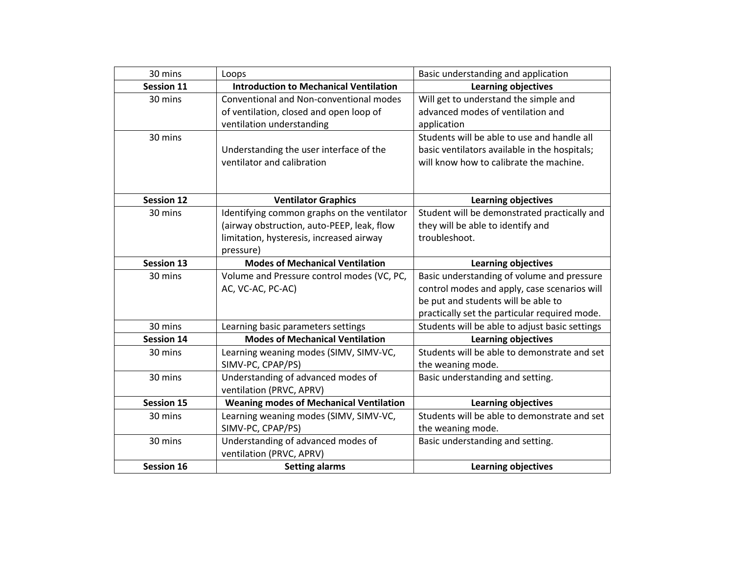| 30 mins | Loops | Basic understanding and application |
|---|---|---|
| **Session 11** | **Introduction to Mechanical Ventilation** | **Learning objectives** |
| 30 mins | Conventional and Non-conventional modes of ventilation, closed and open loop of ventilation understanding | Will get to understand the simple and advanced modes of ventilation and application |
| 30 mins | Understanding the user interface of the ventilator and calibration | Students will be able to use and handle all basic ventilators available in the hospitals; will know how to calibrate the machine. |
| **Session 12** | **Ventilator Graphics** | **Learning objectives** |
| 30 mins | Identifying common graphs on the ventilator (airway obstruction, auto-PEEP, leak, flow limitation, hysteresis, increased airway pressure) | Student will be demonstrated practically and they will be able to identify and troubleshoot. |
| **Session 13** | **Modes of Mechanical Ventilation** | **Learning objectives** |
| 30 mins | Volume and Pressure control modes (VC, PC, AC, VC-AC, PC-AC) | Basic understanding of volume and pressure control modes and apply, case scenarios will be put and students will be able to practically set the particular required mode. |
| 30 mins | Learning basic parameters settings | Students will be able to adjust basic settings |
| **Session 14** | **Modes of Mechanical Ventilation** | **Learning objectives** |
| 30 mins | Learning weaning modes (SIMV, SIMV-VC, SIMV-PC, CPAP/PS) | Students will be able to demonstrate and set the weaning mode. |
| 30 mins | Understanding of advanced modes of ventilation (PRVC, APRV) | Basic understanding and setting. |
| **Session 15** | **Weaning modes of Mechanical Ventilation** | **Learning objectives** |
| 30 mins | Learning weaning modes (SIMV, SIMV-VC, SIMV-PC, CPAP/PS) | Students will be able to demonstrate and set the weaning mode. |
| 30 mins | Understanding of advanced modes of ventilation (PRVC, APRV) | Basic understanding and setting. |
| **Session 16** | **Setting alarms** | **Learning objectives** |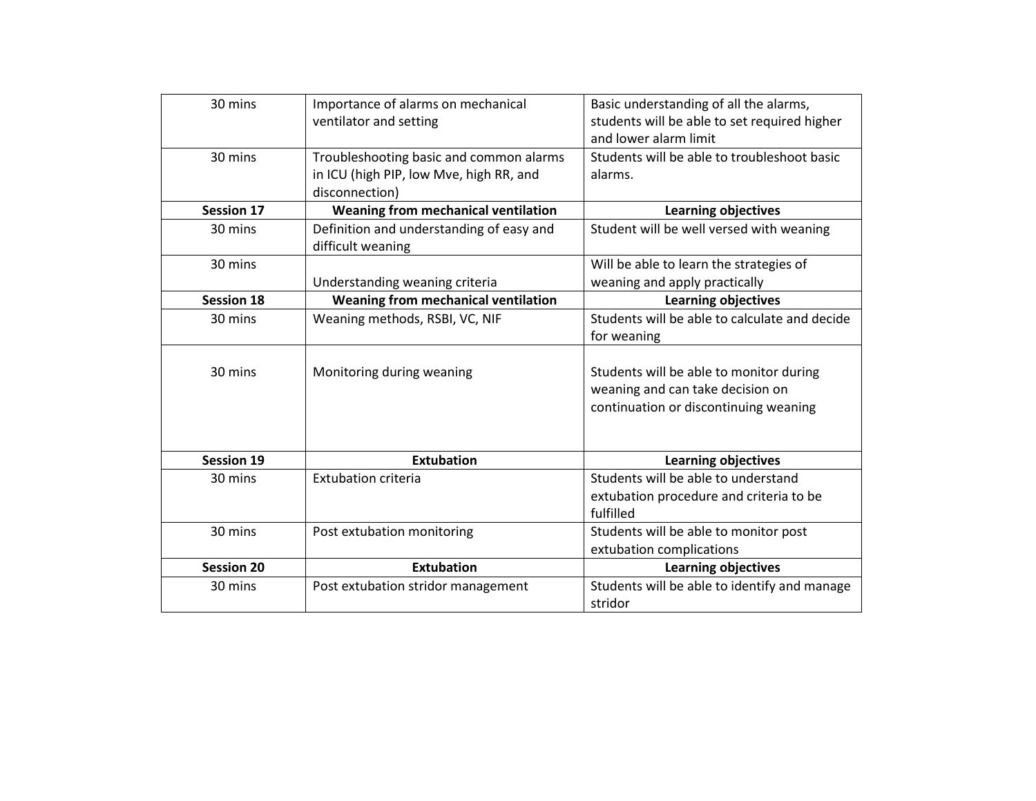| | | |
|---|---|---|
| 30 mins | Importance of alarms on mechanical ventilator and setting | Basic understanding of all the alarms, students will be able to set required higher and lower alarm limit |
| 30 mins | Troubleshooting basic and common alarms in ICU (high PIP, low Mve, high RR, and disconnection) | Students will be able to troubleshoot basic alarms. |
| **Session 17** | **Weaning from mechanical ventilation** | **Learning objectives** |
| 30 mins | Definition and understanding of easy and difficult weaning | Student will be well versed with weaning |
| 30 mins | Understanding weaning criteria | Will be able to learn the strategies of weaning and apply practically |
| **Session 18** | **Weaning from mechanical ventilation** | **Learning objectives** |
| 30 mins | Weaning methods, RSBI, VC, NIF | Students will be able to calculate and decide for weaning |
| 30 mins | Monitoring during weaning | Students will be able to monitor during weaning and can take decision on continuation or discontinuing weaning |
| **Session 19** | **Extubation** | **Learning objectives** |
| 30 mins | Extubation criteria | Students will be able to understand extubation procedure and criteria to be fulfilled |
| 30 mins | Post extubation monitoring | Students will be able to monitor post extubation complications |
| **Session 20** | **Extubation** | **Learning objectives** |
| 30 mins | Post extubation stridor management | Students will be able to identify and manage stridor |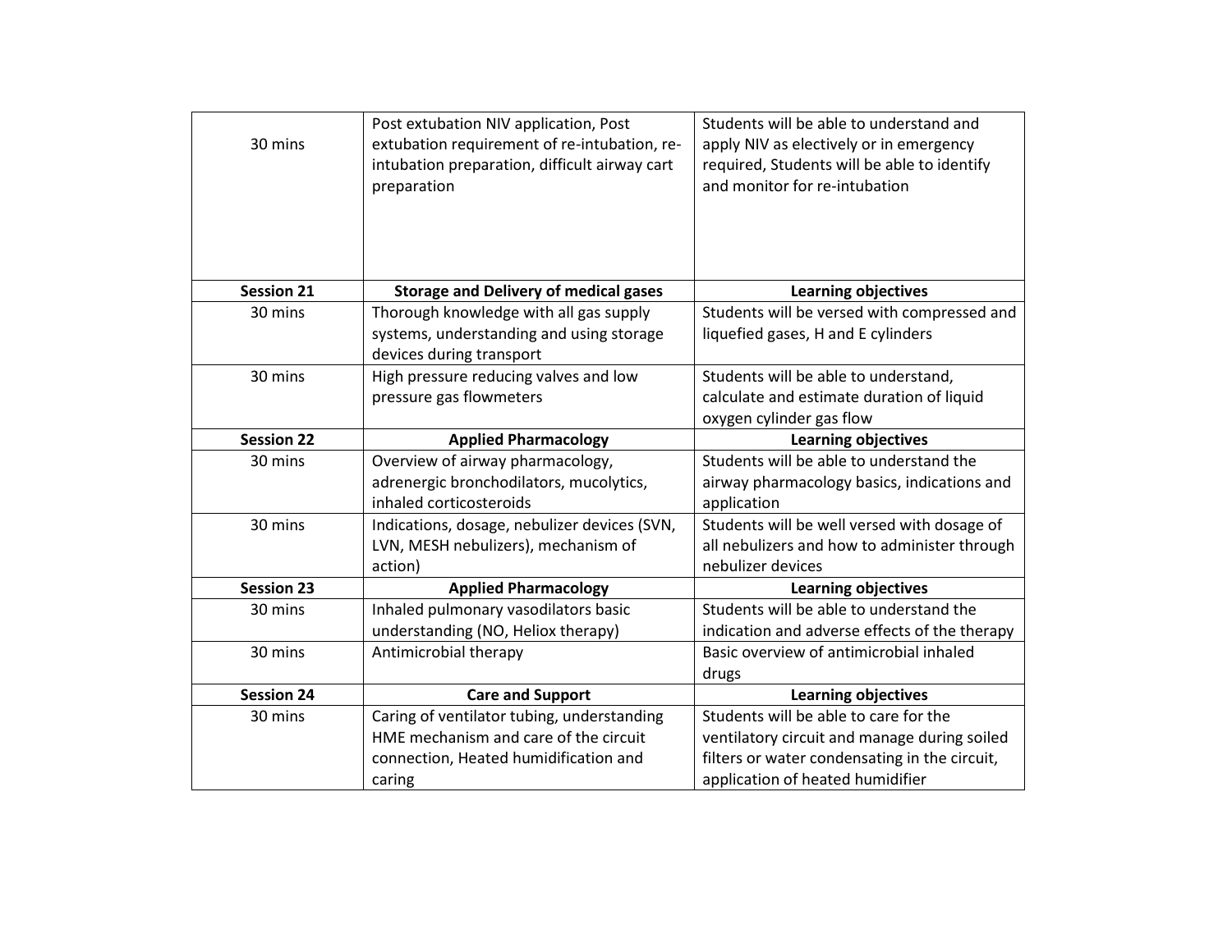| | | |
|---|---|---|
| 30 mins | Post extubation NIV application, Post extubation requirement of re-intubation, re-intubation preparation, difficult airway cart preparation | Students will be able to understand and apply NIV as electively or in emergency required, Students will be able to identify and monitor for re-intubation |
| **Session 21** | **Storage and Delivery of medical gases** | **Learning objectives** |
| 30 mins | Thorough knowledge with all gas supply systems, understanding and using storage devices during transport | Students will be versed with compressed and liquefied gases, H and E cylinders |
| 30 mins | High pressure reducing valves and low pressure gas flowmeters | Students will be able to understand, calculate and estimate duration of liquid oxygen cylinder gas flow |
| **Session 22** | **Applied Pharmacology** | **Learning objectives** |
| 30 mins | Overview of airway pharmacology, adrenergic bronchodilators, mucolytics, inhaled corticosteroids | Students will be able to understand the airway pharmacology basics, indications and application |
| 30 mins | Indications, dosage, nebulizer devices (SVN, LVN, MESH nebulizers), mechanism of action) | Students will be well versed with dosage of all nebulizers and how to administer through nebulizer devices |
| **Session 23** | **Applied Pharmacology** | **Learning objectives** |
| 30 mins | Inhaled pulmonary vasodilators basic understanding (NO, Heliox therapy) | Students will be able to understand the indication and adverse effects of the therapy |
| 30 mins | Antimicrobial therapy | Basic overview of antimicrobial inhaled drugs |
| **Session 24** | **Care and Support** | **Learning objectives** |
| 30 mins | Caring of ventilator tubing, understanding HME mechanism and care of the circuit connection, Heated humidification and caring | Students will be able to care for the ventilatory circuit and manage during soiled filters or water condensating in the circuit, application of heated humidifier |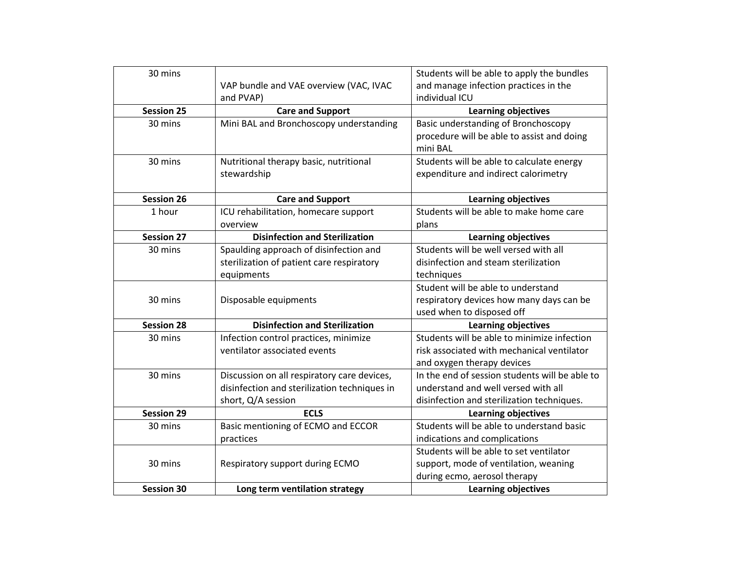| 30 mins | VAP bundle and VAE overview (VAC, IVAC and PVAP) | Students will be able to apply the bundles and manage infection practices in the individual ICU |
|---|---|---|
| **Session 25** | **Care and Support** | **Learning objectives** |
| 30 mins | Mini BAL and Bronchoscopy understanding | Basic understanding of Bronchoscopy procedure will be able to assist and doing mini BAL |
| 30 mins | Nutritional therapy basic, nutritional stewardship | Students will be able to calculate energy expenditure and indirect calorimetry |
| **Session 26** | **Care and Support** | **Learning objectives** |
| 1 hour | ICU rehabilitation, homecare support overview | Students will be able to make home care plans |
| **Session 27** | **Disinfection and Sterilization** | **Learning objectives** |
| 30 mins | Spaulding approach of disinfection and sterilization of patient care respiratory equipments | Students will be well versed with all disinfection and steam sterilization techniques |
| 30 mins | Disposable equipments | Student will be able to understand respiratory devices how many days can be used when to disposed off |
| **Session 28** | **Disinfection and Sterilization** | **Learning objectives** |
| 30 mins | Infection control practices, minimize ventilator associated events | Students will be able to minimize infection risk associated with mechanical ventilator and oxygen therapy devices |
| 30 mins | Discussion on all respiratory care devices, disinfection and sterilization techniques in short, Q/A session | In the end of session students will be able to understand and well versed with all disinfection and sterilization techniques. |
| **Session 29** | **ECLS** | **Learning objectives** |
| 30 mins | Basic mentioning of ECMO and ECCOR practices | Students will be able to understand basic indications and complications |
| 30 mins | Respiratory support during ECMO | Students will be able to set ventilator support, mode of ventilation, weaning during ecmo, aerosol therapy |
| **Session 30** | **Long term ventilation strategy** | **Learning objectives** |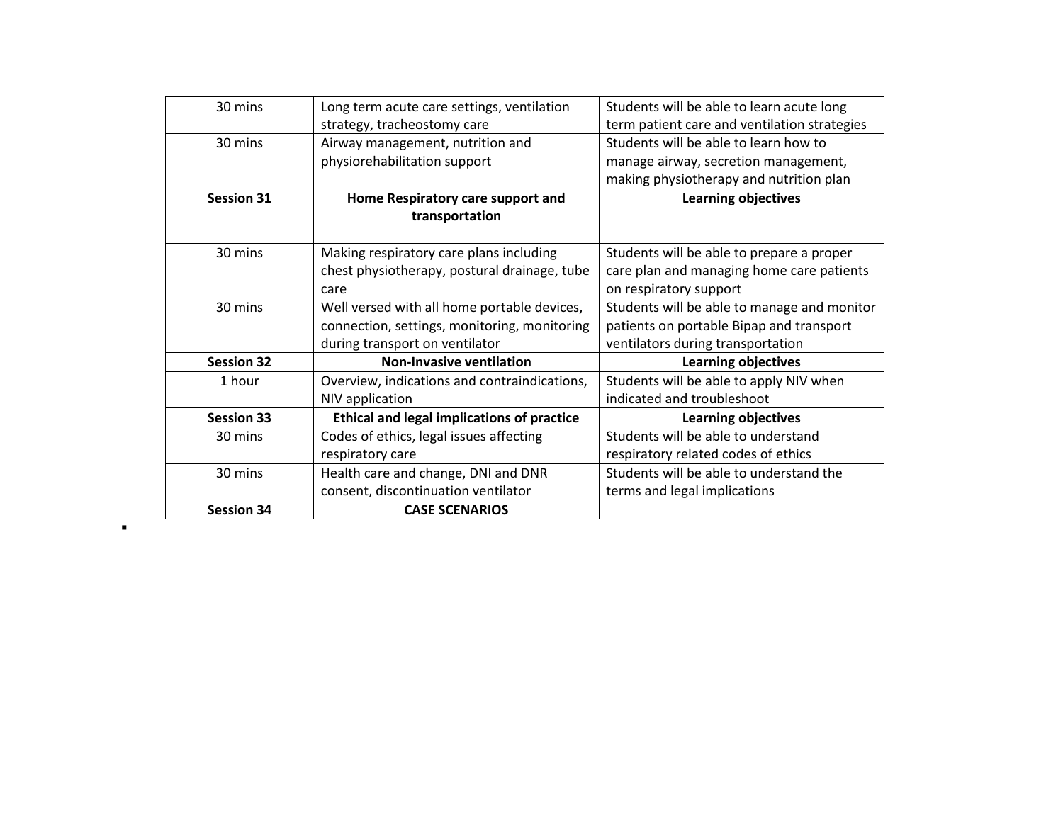| | | |
|---|---|---|
| 30 mins | Long term acute care settings, ventilation strategy, tracheostomy care | Students will be able to learn acute long term patient care and ventilation strategies |
| 30 mins | Airway management, nutrition and physiorehabilitation support | Students will be able to learn how to manage airway, secretion management, making physiotherapy and nutrition plan |
| **Session 31** | **Home Respiratory care support and transportation** | **Learning objectives** |
| 30 mins | Making respiratory care plans including chest physiotherapy, postural drainage, tube care | Students will be able to prepare a proper care plan and managing home care patients on respiratory support |
| 30 mins | Well versed with all home portable devices, connection, settings, monitoring, monitoring during transport on ventilator | Students will be able to manage and monitor patients on portable Bipap and transport ventilators during transportation |
| **Session 32** | **Non-Invasive ventilation** | **Learning objectives** |
| 1 hour | Overview, indications and contraindications, NIV application | Students will be able to apply NIV when indicated and troubleshoot |
| **Session 33** | **Ethical and legal implications of practice** | **Learning objectives** |
| 30 mins | Codes of ethics, legal issues affecting respiratory care | Students will be able to understand respiratory related codes of ethics |
| 30 mins | Health care and change, DNI and DNR consent, discontinuation ventilator | Students will be able to understand the terms and legal implications |
| **Session 34** | **CASE SCENARIOS** | |